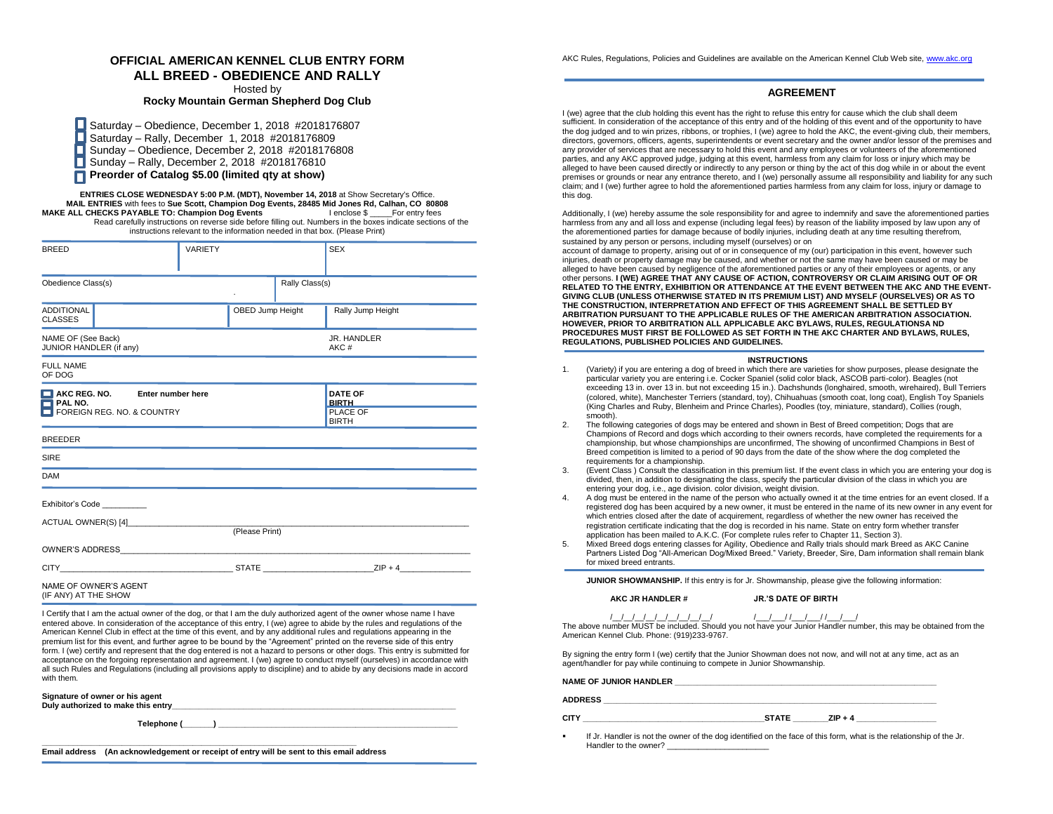# OFFICIAL AMERICAN KENNEL CLUB ENTRY FORM
# ALL BREED - OBEDIENCE AND RALLY

Hosted by

**Rocky Mountain German Shepherd Dog Club**

- ☐ Saturday – Obedience, December 1, 2018 #2018176807
- ☐ Saturday – Rally, December 1, 2018 #2018176809
- ☐ Sunday – Obedience, December 2, 2018 #2018176808
- ☐ Sunday – Rally, December 2, 2018 #2018176810
- ☐ **Preorder of Catalog $5.00 (limited qty at show)**

**ENTRIES CLOSE WEDNESDAY 5:00 P.M. (MDT), November 14, 2018** at Show Secretary's Office.
**MAIL ENTRIES** with fees to **Sue Scott, Champion Dog Events, 28485 Mid Jones Rd, Calhan, CO 80808**
**MAKE ALL CHECKS PAYABLE TO: Champion Dog Events** I enclose $ _____For entry fees

Read carefully instructions on reverse side before filling out. Numbers in the boxes indicate sections of the instructions relevant to the information needed in that box. (Please Print)

| BREED | VARIETY | | SEX |
|---|---|---|---|
| Obedience Class(s) | | Rally Class(s) | |
| ADDITIONAL CLASSES | | OBED Jump Height | Rally Jump Height |
| NAME OF (See Back) JUNIOR HANDLER (if any) | | | JR. HANDLER AKC # |
| FULL NAME OF DOG | | | |
| ☐ AKC REG. NO. ☐ PAL NO. ☐ FOREIGN REG. NO. & COUNTRY | Enter number here | | DATE OF BIRTH / PLACE OF BIRTH |
| BREEDER | | | |
| SIRE | | | |
| DAM | | | |

Exhibitor's Code __________

ACTUAL OWNER(S) [4]_______________________________________________
(Please Print)

OWNER'S ADDRESS_______________________________________________

CITY______________________ STATE ______________ZIP + 4__________

NAME OF OWNER'S AGENT (IF ANY) AT THE SHOW

I Certify that I am the actual owner of the dog, or that I am the duly authorized agent of the owner whose name I have entered above. In consideration of the acceptance of this entry, I (we) agree to abide by the rules and regulations of the American Kennel Club in effect at the time of this event, and by any additional rules and regulations appearing in the premium list for this event, and further agree to be bound by the "Agreement" printed on the reverse side of this entry form. I (we) certify and represent that the dog entered is not a hazard to persons or other dogs. This entry is submitted for acceptance on the forgoing representation and agreement. I (we) agree to conduct myself (ourselves) in accordance with all such Rules and Regulations (including all provisions apply to discipline) and to abide by any decisions made in accord with them.

**Signature of owner or his agent**
**Duly authorized to make this entry**_______________________________________

**Telephone (_______)** _______________________________________

_______________________________________

**Email address (An acknowledgement or receipt of entry will be sent to this email address**

AKC Rules, Regulations, Policies and Guidelines are available on the American Kennel Club Web site, www.akc.org

## AGREEMENT

I (we) agree that the club holding this event has the right to refuse this entry for cause which the club shall deem sufficient. In consideration of the acceptance of this entry and of the holding of this event and of the opportunity to have the dog judged and to win prizes, ribbons, or trophies, I (we) agree to hold the AKC, the event-giving club, their members, directors, governors, officers, agents, superintendents or event secretary and the owner and/or lessor of the premises and any provider of services that are necessary to hold this event and any employees or volunteers of the aforementioned parties, and any AKC approved judge, judging at this event, harmless from any claim for loss or injury which may be alleged to have been caused directly or indirectly to any person or thing by the act of this dog while in or about the event premises or grounds or near any entrance thereto, and I (we) personally assume all responsibility and liability for any such claim; and I (we) further agree to hold the aforementioned parties harmless from any claim for loss, injury or damage to this dog.

Additionally, I (we) hereby assume the sole responsibility for and agree to indemnify and save the aforementioned parties harmless from any and all loss and expense (including legal fees) by reason of the liability imposed by law upon any of the aforementioned parties for damage because of bodily injuries, including death at any time resulting therefrom, sustained by any person or persons, including myself (ourselves) or on account of damage to property, arising out of or in consequence of my (our) participation in this event, however such injuries, death or property damage may be caused, and whether or not the same may have been caused or may be alleged to have been caused by negligence of the aforementioned parties or any of their employees or agents, or any other persons. **I (WE) AGREE THAT ANY CAUSE OF ACTION, CONTROVERSY OR CLAIM ARISING OUT OF OR RELATED TO THE ENTRY, EXHIBITION OR ATTENDANCE AT THE EVENT BETWEEN THE AKC AND THE EVENT-GIVING CLUB (UNLESS OTHERWISE STATED IN ITS PREMIUM LIST) AND MYSELF (OURSELVES) OR AS TO THE CONSTRUCTION, INTERPRETATION AND EFFECT OF THIS AGREEMENT SHALL BE SETTLED BY ARBITRATION PURSUANT TO THE APPLICABLE RULES OF THE AMERICAN ARBITRATION ASSOCIATION. HOWEVER, PRIOR TO ARBITRATION ALL APPLICABLE AKC BYLAWS, RULES, REGULATIONSA ND PROCEDURES MUST FIRST BE FOLLOWED AS SET FORTH IN THE AKC CHARTER AND BYLAWS, RULES, REGULATIONS, PUBLISHED POLICIES AND GUIDELINES.**

### INSTRUCTIONS

1. (Variety) if you are entering a dog of breed in which there are varieties for show purposes, please designate the particular variety you are entering i.e. Cocker Spaniel (solid color black, ASCOB parti-color). Beagles (not exceeding 13 in. over 13 in. but not exceeding 15 in.). Dachshunds (longhaired, smooth, wirehaired), Bull Terriers (colored, white), Manchester Terriers (standard, toy), Chihuahuas (smooth coat, long coat), English Toy Spaniels (King Charles and Ruby, Blenheim and Prince Charles), Poodles (toy, miniature, standard), Collies (rough, smooth).
2. The following categories of dogs may be entered and shown in Best of Breed competition; Dogs that are Champions of Record and dogs which according to their owners records, have completed the requirements for a championship, but whose championships are unconfirmed, The showing of unconfirmed Champions in Best of Breed competition is limited to a period of 90 days from the date of the show where the dog completed the requirements for a championship.
3. (Event Class ) Consult the classification in this premium list. If the event class in which you are entering your dog is divided, then, in addition to designating the class, specify the particular division of the class in which you are entering your dog, i.e., age division. color division, weight division.
4. A dog must be entered in the name of the person who actually owned it at the time entries for an event closed. If a registered dog has been acquired by a new owner, it must be entered in the name of its new owner in any event for which entries closed after the date of acquirement, regardless of whether the new owner has received the registration certificate indicating that the dog is recorded in his name. State on entry form whether transfer application has been mailed to A.K.C. (For complete rules refer to Chapter 11, Section 3).
5. Mixed Breed dogs entering classes for Agility, Obedience and Rally trials should mark Breed as AKC Canine Partners Listed Dog "All-American Dog/Mixed Breed." Variety, Breeder, Sire, Dam information shall remain blank for mixed breed entrants.

**JUNIOR SHOWMANSHIP.** If this entry is for Jr. Showmanship, please give the following information:

**AKC JR HANDLER #** /__/__/__/__/__/__/__/__/__/ **JR.'S DATE OF BIRTH** /___/___/ /___/___/ /___/___/

The above number MUST be included. Should you not have your Junior Handler number, this may be obtained from the American Kennel Club. Phone: (919)233-9767.

By signing the entry form I (we) certify that the Junior Showman does not now, and will not at any time, act as an agent/handler for pay while continuing to compete in Junior Showmanship.

**NAME OF JUNIOR HANDLER** _______________________________________

**ADDRESS** _______________________________________

**CITY** ______________________ **STATE** ________ **ZIP + 4** __________

- If Jr. Handler is not the owner of the dog identified on the face of this form, what is the relationship of the Jr. Handler to the owner? ______________________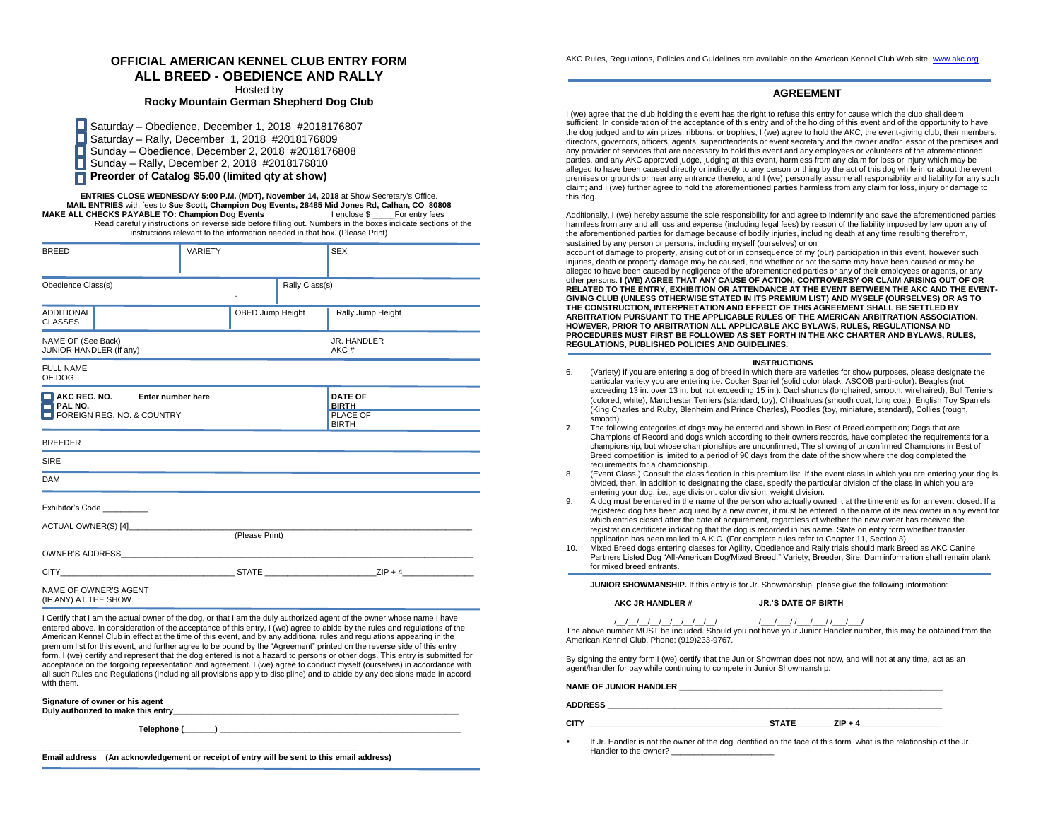# OFFICIAL AMERICAN KENNEL CLUB ENTRY FORM
## ALL BREED - OBEDIENCE AND RALLY

Hosted by
**Rocky Mountain German Shepherd Dog Club**

- Saturday – Obedience, December 1, 2018 #2018176807
- Saturday – Rally, December 1, 2018 #2018176809
- Sunday – Obedience, December 2, 2018 #2018176808
- Sunday – Rally, December 2, 2018 #2018176810
- **Preorder of Catalog $5.00 (limited qty at show)**

**ENTRIES CLOSE WEDNESDAY 5:00 P.M. (MDT), November 14, 2018** at Show Secretary's Office.
**MAIL ENTRIES** with fees to **Sue Scott, Champion Dog Events, 28485 Mid Jones Rd, Calhan, CO 80808**
**MAKE ALL CHECKS PAYABLE TO: Champion Dog Events** I enclose $ _____For entry fees
Read carefully instructions on reverse side before filling out. Numbers in the boxes indicate sections of the instructions relevant to the information needed in that box. (Please Print)

| | | | |
|---|---|---|---|
| BREED | VARIETY | | SEX |
| Obedience Class(s) | | Rally Class(s) | |
| ADDITIONAL CLASSES | OBED Jump Height | | Rally Jump Height |
| NAME OF (See Back) JUNIOR HANDLER (if any) | | | JR. HANDLER AKC # |
| FULL NAME OF DOG | | | |
| AKC REG. NO. Enter number here / PAL NO. / FOREIGN REG. NO. & COUNTRY | | | DATE OF BIRTH / PLACE OF BIRTH |
| BREEDER | | | |
| SIRE | | | |
| DAM | | | |

Exhibitor's Code __________

ACTUAL OWNER(S) [4]________________________________________________
(Please Print)

OWNER'S ADDRESS________________________________________________

CITY______________________ STATE ______________ZIP + 4______________

NAME OF OWNER'S AGENT (IF ANY) AT THE SHOW

I Certify that I am the actual owner of the dog, or that I am the duly authorized agent of the owner whose name I have entered above. In consideration of the acceptance of this entry, I (we) agree to abide by the rules and regulations of the American Kennel Club in effect at the time of this event, and by any additional rules and regulations appearing in the premium list for this event, and further agree to be bound by the "Agreement" printed on the reverse side of this entry form. I (we) certify and represent that the dog entered is not a hazard to persons or other dogs. This entry is submitted for acceptance on the forgoing representation and agreement. I (we) agree to conduct myself (ourselves) in accordance with all such Rules and Regulations (including all provisions apply to discipline) and to abide by any decisions made in accord with them.

**Signature of owner or his agent**
**Duly authorized to make this entry**________________________________________________

**Telephone (______)** ________________________________________________

________________________________________________
**Email address (An acknowledgement or receipt of entry will be sent to this email address)**

AKC Rules, Regulations, Policies and Guidelines are available on the American Kennel Club Web site, www.akc.org

## AGREEMENT

I (we) agree that the club holding this event has the right to refuse this entry for cause which the club shall deem sufficient. In consideration of the acceptance of this entry and of the holding of this event and of the opportunity to have the dog judged and to win prizes, ribbons, or trophies, I (we) agree to hold the AKC, the event-giving club, their members, directors, governors, officers, agents, superintendents or event secretary and the owner and/or lessor of the premises and any provider of services that are necessary to hold this event and any employees or volunteers of the aforementioned parties, and any AKC approved judge, judging at this event, harmless from any claim for loss or injury which may be alleged to have been caused directly or indirectly to any person or thing by the act of this dog while in or about the event premises or grounds or near any entrance thereto, and I (we) personally assume all responsibility and liability for any such claim; and I (we) further agree to hold the aforementioned parties harmless from any claim for loss, injury or damage to this dog.

Additionally, I (we) hereby assume the sole responsibility for and agree to indemnify and save the aforementioned parties harmless from any and all loss and expense (including legal fees) by reason of the liability imposed by law upon any of the aforementioned parties for damage because of bodily injuries, including death at any time resulting therefrom, sustained by any person or persons, including myself (ourselves) or on account of damage to property, arising out of or in consequence of my (our) participation in this event, however such injuries, death or property damage may be caused, and whether or not the same may have been caused or may be alleged to have been caused by negligence of the aforementioned parties or any of their employees or agents, or any other persons. **I (WE) AGREE THAT ANY CAUSE OF ACTION, CONTROVERSY OR CLAIM ARISING OUT OF OR RELATED TO THE ENTRY, EXHIBITION OR ATTENDANCE AT THE EVENT BETWEEN THE AKC AND THE EVENT-GIVING CLUB (UNLESS OTHERWISE STATED IN ITS PREMIUM LIST) AND MYSELF (OURSELVES) OR AS TO THE CONSTRUCTION, INTERPRETATION AND EFFECT OF THIS AGREEMENT SHALL BE SETTLED BY ARBITRATION PURSUANT TO THE APPLICABLE RULES OF THE AMERICAN ARBITRATION ASSOCIATION. HOWEVER, PRIOR TO ARBITRATION ALL APPLICABLE AKC BYLAWS, RULES, REGULATIONSA ND PROCEDURES MUST FIRST BE FOLLOWED AS SET FORTH IN THE AKC CHARTER AND BYLAWS, RULES, REGULATIONS, PUBLISHED POLICIES AND GUIDELINES.**

### INSTRUCTIONS

6. (Variety) if you are entering a dog of breed in which there are varieties for show purposes, please designate the particular variety you are entering i.e. Cocker Spaniel (solid color black, ASCOB parti-color). Beagles (not exceeding 13 in. over 13 in. but not exceeding 15 in.). Dachshunds (longhaired, smooth, wirehaired), Bull Terriers (colored, white), Manchester Terriers (standard, toy), Chihuahuas (smooth coat, long coat), English Toy Spaniels (King Charles and Ruby, Blenheim and Prince Charles), Poodles (toy, miniature, standard), Collies (rough, smooth).
7. The following categories of dogs may be entered and shown in Best of Breed competition; Dogs that are Champions of Record and dogs which according to their owners records, have completed the requirements for a championship, but whose championships are unconfirmed, The showing of unconfirmed Champions in Best of Breed competition is limited to a period of 90 days from the date of the show where the dog completed the requirements for a championship.
8. (Event Class ) Consult the classification in this premium list. If the event class in which you are entering your dog is divided, then, in addition to designating the class, specify the particular division of the class in which you are entering your dog, i.e., age division. color division, weight division.
9. A dog must be entered in the name of the person who actually owned it at the time entries for an event closed. If a registered dog has been acquired by a new owner, it must be entered in the name of its new owner in any event for which entries closed after the date of acquirement, regardless of whether the new owner has received the registration certificate indicating that the dog is recorded in his name. State on entry form whether transfer application has been mailed to A.K.C. (For complete rules refer to Chapter 11, Section 3).
10. Mixed Breed dogs entering classes for Agility, Obedience and Rally trials should mark Breed as AKC Canine Partners Listed Dog "All-American Dog/Mixed Breed." Variety, Breeder, Sire, Dam information shall remain blank for mixed breed entrants.

**JUNIOR SHOWMANSHIP.** If this entry is for Jr. Showmanship, please give the following information:

**AKC JR HANDLER #** /__/__/__/__/__/__/__/__/__/ **JR.'S DATE OF BIRTH** /___/___/ /___/___/ /___/___/

The above number MUST be included. Should you not have your Junior Handler number, this may be obtained from the American Kennel Club. Phone: (919)233-9767.

By signing the entry form I (we) certify that the Junior Showman does not now, and will not at any time, act as an agent/handler for pay while continuing to compete in Junior Showmanship.

**NAME OF JUNIOR HANDLER** ________________________________________________

**ADDRESS** ________________________________________________

**CITY** ______________________ **STATE** ________ **ZIP + 4** ______________

- If Jr. Handler is not the owner of the dog identified on the face of this form, what is the relationship of the Jr. Handler to the owner? ______________________